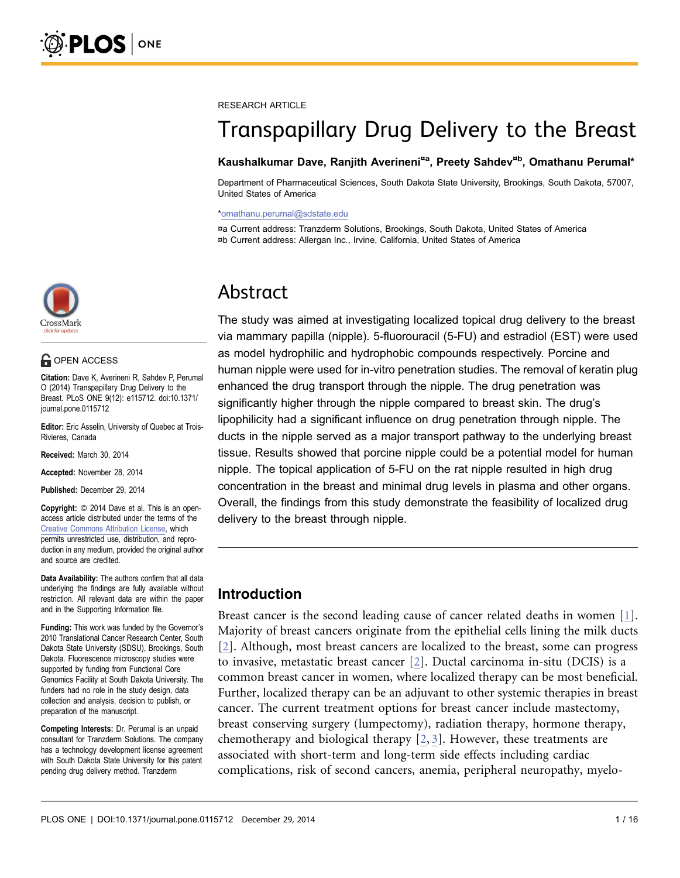RESEARCH ARTICLE

# Transpapillary Drug Delivery to the Breast

**Kaushalkumar Dave, Ranjith Averineni[¤a], Preety Sahdev[¤b], Omathanu Perumal***

Department of Pharmaceutical Sciences, South Dakota State University, Brookings, South Dakota, 57007, United States of America

*omathanu.perumal@sdstate.edu

¤a Current address: Tranzderm Solutions, Brookings, South Dakota, United States of America
¤b Current address: Allergan Inc., Irvine, California, United States of America

OPEN ACCESS

**Citation:** Dave K, Averineni R, Sahdev P, Perumal O (2014) Transpapillary Drug Delivery to the Breast. PLoS ONE 9(12): e115712. doi:10.1371/journal.pone.0115712

**Editor:** Eric Asselin, University of Quebec at Trois-Rivieres, Canada

**Received:** March 30, 2014

**Accepted:** November 28, 2014

**Published:** December 29, 2014

**Copyright:** © 2014 Dave et al. This is an open-access article distributed under the terms of the Creative Commons Attribution License, which permits unrestricted use, distribution, and reproduction in any medium, provided the original author and source are credited.

**Data Availability:** The authors confirm that all data underlying the findings are fully available without restriction. All relevant data are within the paper and in the Supporting Information file.

**Funding:** This work was funded by the Governor's 2010 Translational Cancer Research Center, South Dakota State University (SDSU), Brookings, South Dakota. Fluorescence microscopy studies were supported by funding from Functional Core Genomics Facility at South Dakota University. The funders had no role in the study design, data collection and analysis, decision to publish, or preparation of the manuscript.

**Competing Interests:** Dr. Perumal is an unpaid consultant for Tranzderm Solutions. The company has a technology development license agreement with South Dakota State University for this patent pending drug delivery method. Tranzderm

## Abstract

The study was aimed at investigating localized topical drug delivery to the breast via mammary papilla (nipple). 5-fluorouracil (5-FU) and estradiol (EST) were used as model hydrophilic and hydrophobic compounds respectively. Porcine and human nipple were used for in-vitro penetration studies. The removal of keratin plug enhanced the drug transport through the nipple. The drug penetration was significantly higher through the nipple compared to breast skin. The drug's lipophilicity had a significant influence on drug penetration through nipple. The ducts in the nipple served as a major transport pathway to the underlying breast tissue. Results showed that porcine nipple could be a potential model for human nipple. The topical application of 5-FU on the rat nipple resulted in high drug concentration in the breast and minimal drug levels in plasma and other organs. Overall, the findings from this study demonstrate the feasibility of localized drug delivery to the breast through nipple.

## Introduction

Breast cancer is the second leading cause of cancer related deaths in women [1]. Majority of breast cancers originate from the epithelial cells lining the milk ducts [2]. Although, most breast cancers are localized to the breast, some can progress to invasive, metastatic breast cancer [2]. Ductal carcinoma in-situ (DCIS) is a common breast cancer in women, where localized therapy can be most beneficial. Further, localized therapy can be an adjuvant to other systemic therapies in breast cancer. The current treatment options for breast cancer include mastectomy, breast conserving surgery (lumpectomy), radiation therapy, hormone therapy, chemotherapy and biological therapy [2, 3]. However, these treatments are associated with short-term and long-term side effects including cardiac complications, risk of second cancers, anemia, peripheral neuropathy, myelo-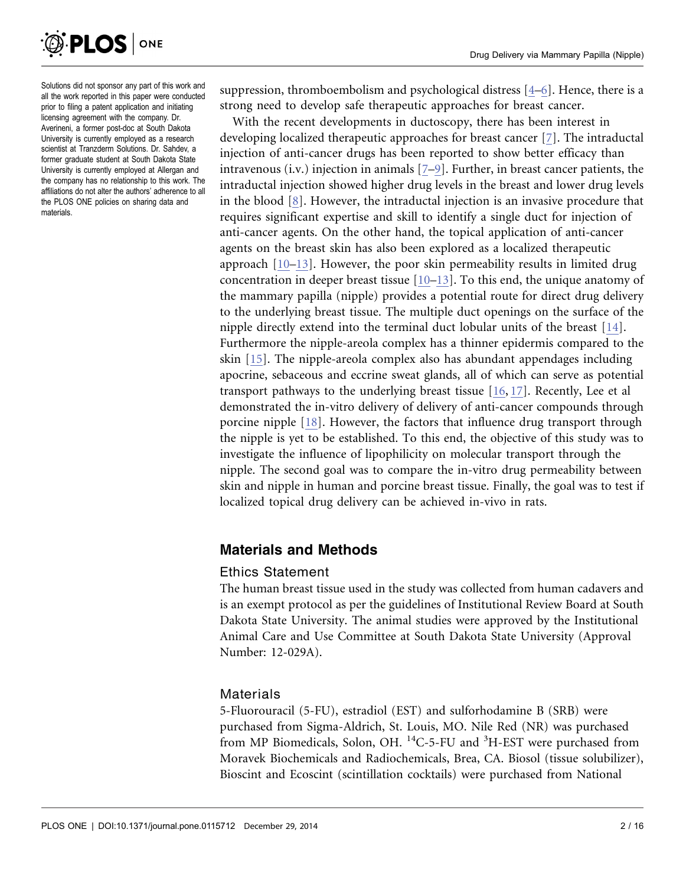Solutions did not sponsor any part of this work and all the work reported in this paper were conducted prior to filing a patent application and initiating licensing agreement with the company. Dr. Averineni, a former post-doc at South Dakota University is currently employed as a research scientist at Tranzderm Solutions. Dr. Sahdev, a former graduate student at South Dakota State University is currently employed at Allergan and the company has no relationship to this work. The affiliations do not alter the authors' adherence to all the PLOS ONE policies on sharing data and materials.

suppression, thromboembolism and psychological distress [4–6]. Hence, there is a strong need to develop safe therapeutic approaches for breast cancer.

With the recent developments in ductoscopy, there has been interest in developing localized therapeutic approaches for breast cancer [7]. The intraductal injection of anti-cancer drugs has been reported to show better efficacy than intravenous (i.v.) injection in animals [7–9]. Further, in breast cancer patients, the intraductal injection showed higher drug levels in the breast and lower drug levels in the blood [8]. However, the intraductal injection is an invasive procedure that requires significant expertise and skill to identify a single duct for injection of anti-cancer agents. On the other hand, the topical application of anti-cancer agents on the breast skin has also been explored as a localized therapeutic approach [10–13]. However, the poor skin permeability results in limited drug concentration in deeper breast tissue [10–13]. To this end, the unique anatomy of the mammary papilla (nipple) provides a potential route for direct drug delivery to the underlying breast tissue. The multiple duct openings on the surface of the nipple directly extend into the terminal duct lobular units of the breast [14]. Furthermore the nipple-areola complex has a thinner epidermis compared to the skin [15]. The nipple-areola complex also has abundant appendages including apocrine, sebaceous and eccrine sweat glands, all of which can serve as potential transport pathways to the underlying breast tissue [16, 17]. Recently, Lee et al demonstrated the in-vitro delivery of delivery of anti-cancer compounds through porcine nipple [18]. However, the factors that influence drug transport through the nipple is yet to be established. To this end, the objective of this study was to investigate the influence of lipophilicity on molecular transport through the nipple. The second goal was to compare the in-vitro drug permeability between skin and nipple in human and porcine breast tissue. Finally, the goal was to test if localized topical drug delivery can be achieved in-vivo in rats.

## Materials and Methods

### Ethics Statement

The human breast tissue used in the study was collected from human cadavers and is an exempt protocol as per the guidelines of Institutional Review Board at South Dakota State University. The animal studies were approved by the Institutional Animal Care and Use Committee at South Dakota State University (Approval Number: 12-029A).

### Materials

5-Fluorourացil (5-FU), estradiol (EST) and sulforhodamine B (SRB) were purchased from Sigma-Aldrich, St. Louis, MO. Nile Red (NR) was purchased from MP Biomedicals, Solon, OH. $^{14}$C-5-FU and $^{3}$H-EST were purchased from Moravek Biochemicals and Radiochemicals, Brea, CA. Biosol (tissue solubilizer), Bioscint and Ecoscint (scintillation cocktails) were purchased from National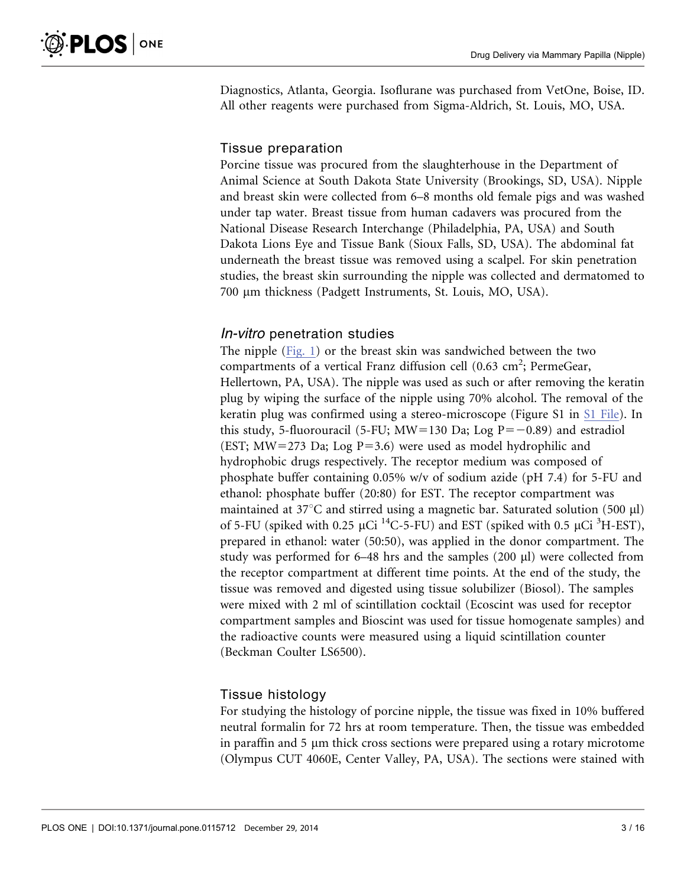Diagnostics, Atlanta, Georgia. Isoflurane was purchased from VetOne, Boise, ID. All other reagents were purchased from Sigma-Aldrich, St. Louis, MO, USA.

### Tissue preparation

Porcine tissue was procured from the slaughterhouse in the Department of Animal Science at South Dakota State University (Brookings, SD, USA). Nipple and breast skin were collected from 6–8 months old female pigs and was washed under tap water. Breast tissue from human cadavers was procured from the National Disease Research Interchange (Philadelphia, PA, USA) and South Dakota Lions Eye and Tissue Bank (Sioux Falls, SD, USA). The abdominal fat underneath the breast tissue was removed using a scalpel. For skin penetration studies, the breast skin surrounding the nipple was collected and dermatomed to 700 µm thickness (Padgett Instruments, St. Louis, MO, USA).

### *In-vitro* penetration studies

The nipple (Fig. 1) or the breast skin was sandwiched between the two compartments of a vertical Franz diffusion cell (0.63 $cm^2$; PermeGear, Hellertown, PA, USA). The nipple was used as such or after removing the keratin plug by wiping the surface of the nipple using 70% alcohol. The removal of the keratin plug was confirmed using a stereo-microscope (Figure S1 in S1 File). In this study, 5-fluorouracil (5-FU; MW=130 Da; Log P=−0.89) and estradiol (EST; MW=273 Da; Log P=3.6) were used as model hydrophilic and hydrophobic drugs respectively. The receptor medium was composed of phosphate buffer containing 0.05% w/v of sodium azide (pH 7.4) for 5-FU and ethanol: phosphate buffer (20:80) for EST. The receptor compartment was maintained at 37°C and stirred using a magnetic bar. Saturated solution (500 µl) of 5-FU (spiked with 0.25 µCi $^{14}C$-5-FU) and EST (spiked with 0.5 µCi $^{3}H$-EST), prepared in ethanol: water (50:50), was applied in the donor compartment. The study was performed for 6–48 hrs and the samples (200 µl) were collected from the receptor compartment at different time points. At the end of the study, the tissue was removed and digested using tissue solubilizer (Biosol). The samples were mixed with 2 ml of scintillation cocktail (Ecoscint was used for receptor compartment samples and Bioscint was used for tissue homogenate samples) and the radioactive counts were measured using a liquid scintillation counter (Beckman Coulter LS6500).

### Tissue histology

For studying the histology of porcine nipple, the tissue was fixed in 10% buffered neutral formalin for 72 hrs at room temperature. Then, the tissue was embedded in paraffin and 5 µm thick cross sections were prepared using a rotary microtome (Olympus CUT 4060E, Center Valley, PA, USA). The sections were stained with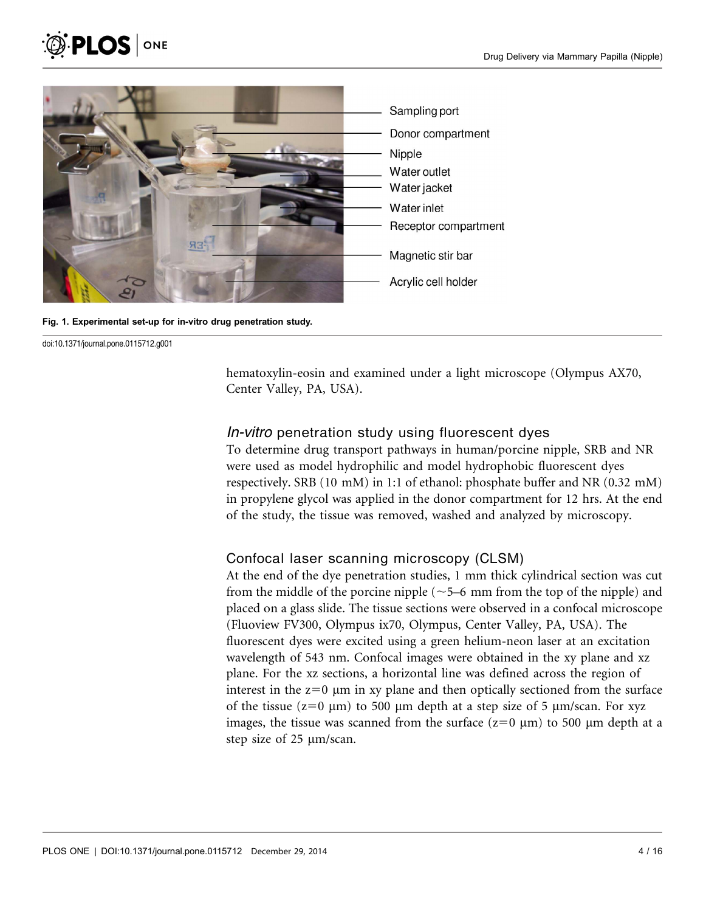Fig. 1. Experimental set-up for in-vitro drug penetration study.

doi:10.1371/journal.pone.0115712.g001

hematoxylin-eosin and examined under a light microscope (Olympus AX70, Center Valley, PA, USA).

### *In-vitro* penetration study using fluorescent dyes

To determine drug transport pathways in human/porcine nipple, SRB and NR were used as model hydrophilic and model hydrophobic fluorescent dyes respectively. SRB (10 mM) in 1:1 of ethanol: phosphate buffer and NR (0.32 mM) in propylene glycol was applied in the donor compartment for 12 hrs. At the end of the study, the tissue was removed, washed and analyzed by microscopy.

### Confocal laser scanning microscopy (CLSM)

At the end of the dye penetration studies, 1 mm thick cylindrical section was cut from the middle of the porcine nipple (~5–6 mm from the top of the nipple) and placed on a glass slide. The tissue sections were observed in a confocal microscope (Fluoview FV300, Olympus ix70, Olympus, Center Valley, PA, USA). The fluorescent dyes were excited using a green helium-neon laser at an excitation wavelength of 543 nm. Confocal images were obtained in the xy plane and xz plane. For the xz sections, a horizontal line was defined across the region of interest in the $z=0$ μm in xy plane and then optically sectioned from the surface of the tissue ($z=0$ μm) to 500 μm depth at a step size of 5 μm/scan. For xyz images, the tissue was scanned from the surface ($z=0$ μm) to 500 μm depth at a step size of 25 μm/scan.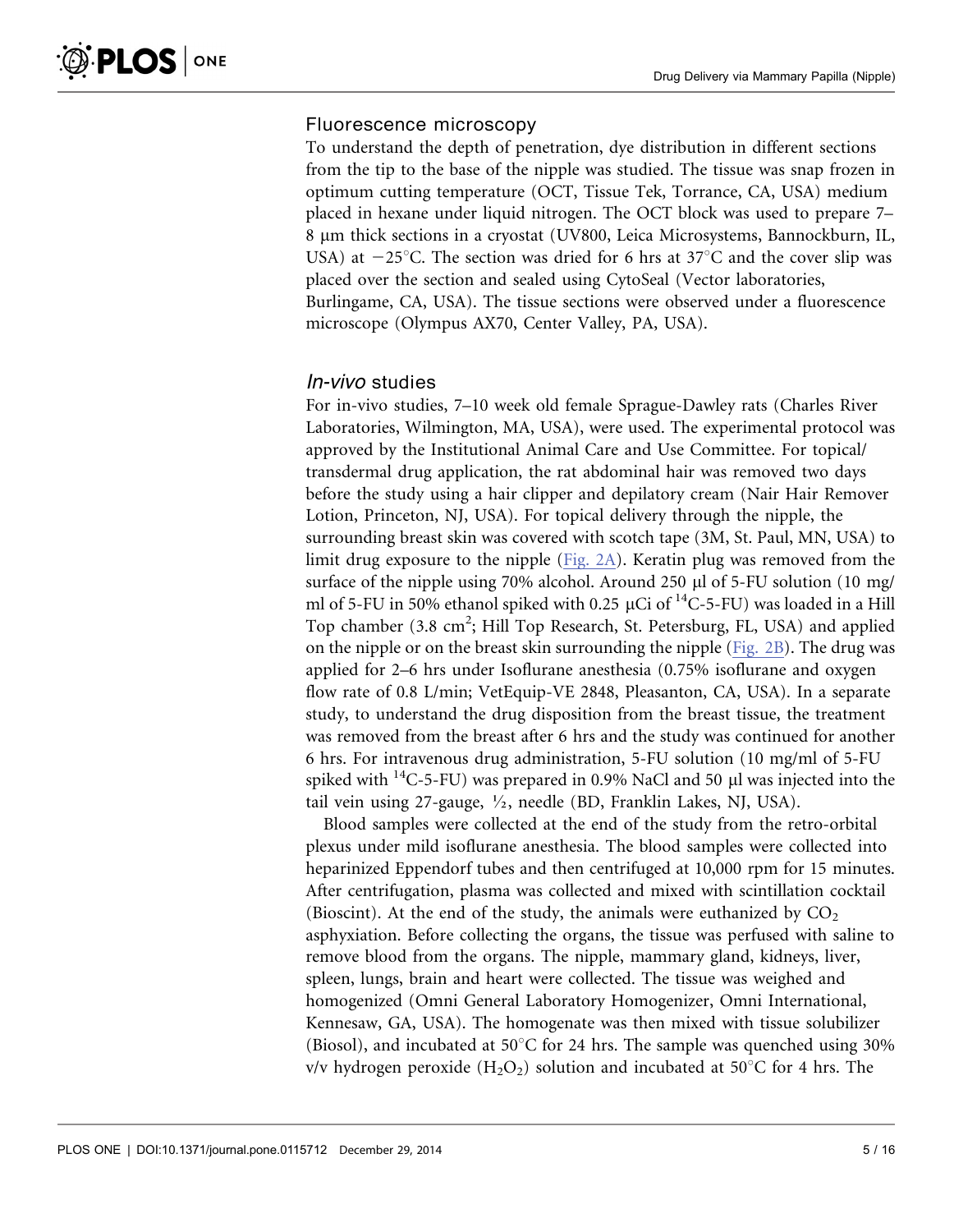### Fluorescence microscopy

To understand the depth of penetration, dye distribution in different sections from the tip to the base of the nipple was studied. The tissue was snap frozen in optimum cutting temperature (OCT, Tissue Tek, Torrance, CA, USA) medium placed in hexane under liquid nitrogen. The OCT block was used to prepare 7–8 μm thick sections in a cryostat (UV800, Leica Microsystems, Bannockburn, IL, USA) at −25°C. The section was dried for 6 hrs at 37°C and the cover slip was placed over the section and sealed using CytoSeal (Vector laboratories, Burlingame, CA, USA). The tissue sections were observed under a fluorescence microscope (Olympus AX70, Center Valley, PA, USA).

### *In-vivo* studies

For in-vivo studies, 7–10 week old female Sprague-Dawley rats (Charles River Laboratories, Wilmington, MA, USA), were used. The experimental protocol was approved by the Institutional Animal Care and Use Committee. For topical/transdermal drug application, the rat abdominal hair was removed two days before the study using a hair clipper and depilatory cream (Nair Hair Remover Lotion, Princeton, NJ, USA). For topical delivery through the nipple, the surrounding breast skin was covered with scotch tape (3M, St. Paul, MN, USA) to limit drug exposure to the nipple (Fig. 2A). Keratin plug was removed from the surface of the nipple using 70% alcohol. Around 250 μl of 5-FU solution (10 mg/ml of 5-FU in 50% ethanol spiked with 0.25 μCi of $^{14}C$-5-FU) was loaded in a Hill Top chamber (3.8 $cm^2$; Hill Top Research, St. Petersburg, FL, USA) and applied on the nipple or on the breast skin surrounding the nipple (Fig. 2B). The drug was applied for 2–6 hrs under Isoflurane anesthesia (0.75% isoflurane and oxygen flow rate of 0.8 L/min; VetEquip-VE 2848, Pleasanton, CA, USA). In a separate study, to understand the drug disposition from the breast tissue, the treatment was removed from the breast after 6 hrs and the study was continued for another 6 hrs. For intravenous drug administration, 5-FU solution (10 mg/ml of 5-FU spiked with $^{14}C$-5-FU) was prepared in 0.9% NaCl and 50 μl was injected into the tail vein using 27-gauge, ½, needle (BD, Franklin Lakes, NJ, USA).

Blood samples were collected at the end of the study from the retro-orbital plexus under mild isoflurane anesthesia. The blood samples were collected into heparinized Eppendorf tubes and then centrifuged at 10,000 rpm for 15 minutes. After centrifugation, plasma was collected and mixed with scintillation cocktail (Bioscint). At the end of the study, the animals were euthanized by $CO_2$ asphyxiation. Before collecting the organs, the tissue was perfused with saline to remove blood from the organs. The nipple, mammary gland, kidneys, liver, spleen, lungs, brain and heart were collected. The tissue was weighed and homogenized (Omni General Laboratory Homogenizer, Omni International, Kennesaw, GA, USA). The homogenate was then mixed with tissue solubilizer (Biosol), and incubated at 50°C for 24 hrs. The sample was quenched using 30% v/v hydrogen peroxide ($H_2O_2$) solution and incubated at 50°C for 4 hrs. The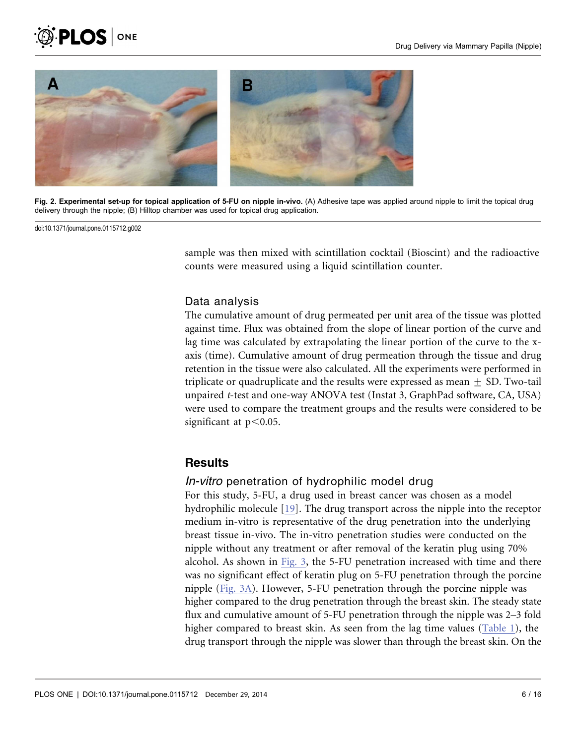Fig. 2. Experimental set-up for topical application of 5-FU on nipple in-vivo. (A) Adhesive tape was applied around nipple to limit the topical drug delivery through the nipple; (B) Hilltop chamber was used for topical drug application.

doi:10.1371/journal.pone.0115712.g002

sample was then mixed with scintillation cocktail (Bioscint) and the radioactive counts were measured using a liquid scintillation counter.

### Data analysis

The cumulative amount of drug permeated per unit area of the tissue was plotted against time. Flux was obtained from the slope of linear portion of the curve and lag time was calculated by extrapolating the linear portion of the curve to the x-axis (time). Cumulative amount of drug permeation through the tissue and drug retention in the tissue were also calculated. All the experiments were performed in triplicate or quadruplicate and the results were expressed as mean $\pm$ SD. Two-tail unpaired *t*-test and one-way ANOVA test (Instat 3, GraphPad software, CA, USA) were used to compare the treatment groups and the results were considered to be significant at $p<0.05$.

## Results

### *In-vitro* penetration of hydrophilic model drug

For this study, 5-FU, a drug used in breast cancer was chosen as a model hydrophilic molecule [19]. The drug transport across the nipple into the receptor medium in-vitro is representative of the drug penetration into the underlying breast tissue in-vivo. The in-vitro penetration studies were conducted on the nipple without any treatment or after removal of the keratin plug using 70% alcohol. As shown in Fig. 3, the 5-FU penetration increased with time and there was no significant effect of keratin plug on 5-FU penetration through the porcine nipple (Fig. 3A). However, 5-FU penetration through the porcine nipple was higher compared to the drug penetration through the breast skin. The steady state flux and cumulative amount of 5-FU penetration through the nipple was 2–3 fold higher compared to breast skin. As seen from the lag time values (Table 1), the drug transport through the nipple was slower than through the breast skin. On the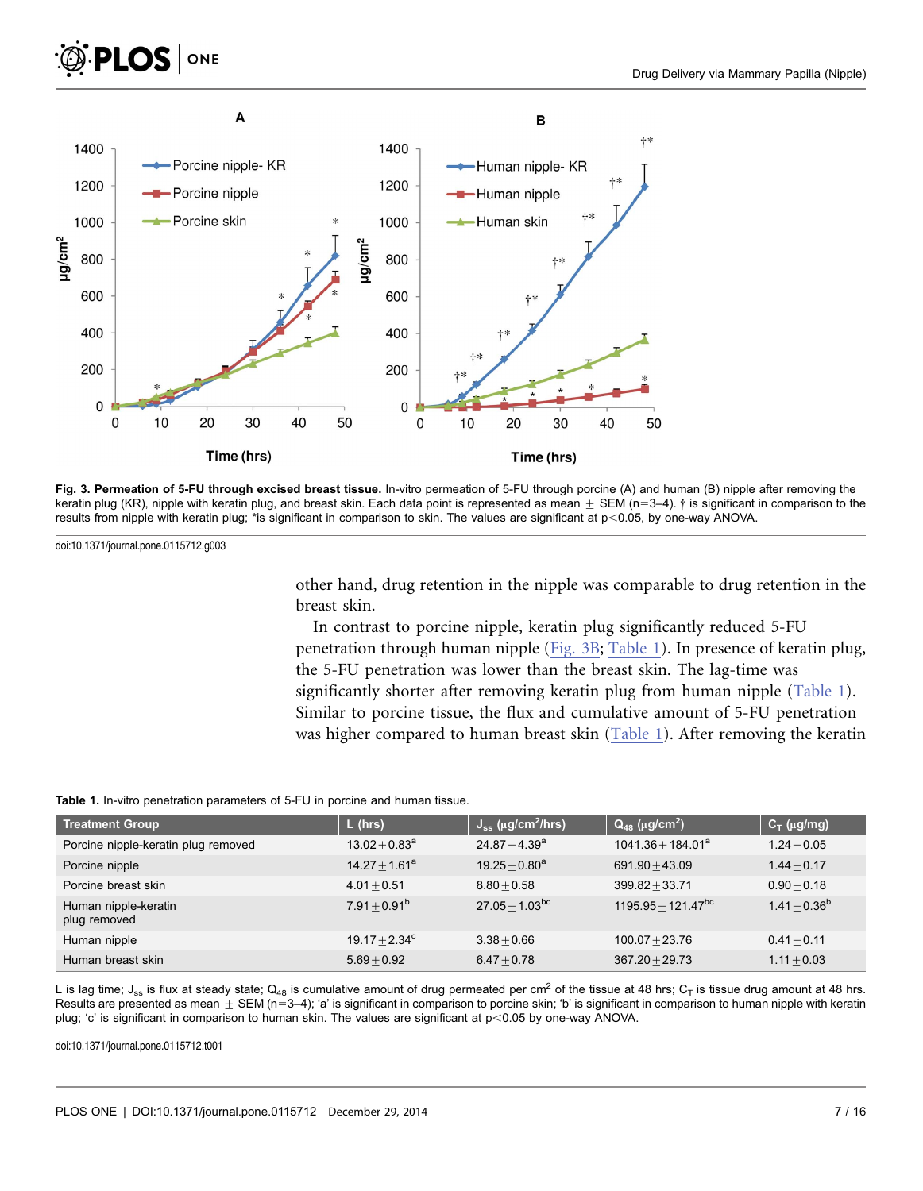**Fig. 3. Permeation of 5-FU through excised breast tissue.** In-vitro permeation of 5-FU through porcine (A) and human (B) nipple after removing the keratin plug (KR), nipple with keratin plug, and breast skin. Each data point is represented as mean ± SEM (n=3–4). † is significant in comparison to the results from nipple with keratin plug; *is significant in comparison to skin. The values are significant at $p<0.05$, by one-way ANOVA.

doi:10.1371/journal.pone.0115712.g003

other hand, drug retention in the nipple was comparable to drug retention in the breast skin.

In contrast to porcine nipple, keratin plug significantly reduced 5-FU penetration through human nipple (Fig. 3B; Table 1). In presence of keratin plug, the 5-FU penetration was lower than the breast skin. The lag-time was significantly shorter after removing keratin plug from human nipple (Table 1). Similar to porcine tissue, the flux and cumulative amount of 5-FU penetration was higher compared to human breast skin (Table 1). After removing the keratin

**Table 1.** In-vitro penetration parameters of 5-FU in porcine and human tissue.

| Treatment Group | L (hrs) | $J_{ss}$ (μg/cm²/hrs) | $Q_{48}$ (μg/cm²) | $C_T$ (μg/mg) |
|---|---|---|---|---|
| Porcine nipple-keratin plug removed | $13.02 \pm 0.83^{a}$ | $24.87 \pm 4.39^{a}$ | $1041.36 \pm 184.01^{a}$ | $1.24 \pm 0.05$ |
| Porcine nipple | $14.27 \pm 1.61^{a}$ | $19.25 \pm 0.80^{a}$ | $691.90 \pm 43.09$ | $1.44 \pm 0.17$ |
| Porcine breast skin | $4.01 \pm 0.51$ | $8.80 \pm 0.58$ | $399.82 \pm 33.71$ | $0.90 \pm 0.18$ |
| Human nipple-keratin plug removed | $7.91 \pm 0.91^{b}$ | $27.05 \pm 1.03^{bc}$ | $1195.95 \pm 121.47^{bc}$ | $1.41 \pm 0.36^{b}$ |
| Human nipple | $19.17 \pm 2.34^{c}$ | $3.38 \pm 0.66$ | $100.07 \pm 23.76$ | $0.41 \pm 0.11$ |
| Human breast skin | $5.69 \pm 0.92$ | $6.47 \pm 0.78$ | $367.20 \pm 29.73$ | $1.11 \pm 0.03$ |

L is lag time; $J_{ss}$ is flux at steady state; $Q_{48}$ is cumulative amount of drug permeated per cm² of the tissue at 48 hrs; $C_T$ is tissue drug amount at 48 hrs. Results are presented as mean ± SEM (n=3–4); 'a' is significant in comparison to porcine skin; 'b' is significant in comparison to human nipple with keratin plug; 'c' is significant in comparison to human skin. The values are significant at $p<0.05$ by one-way ANOVA.

doi:10.1371/journal.pone.0115712.t001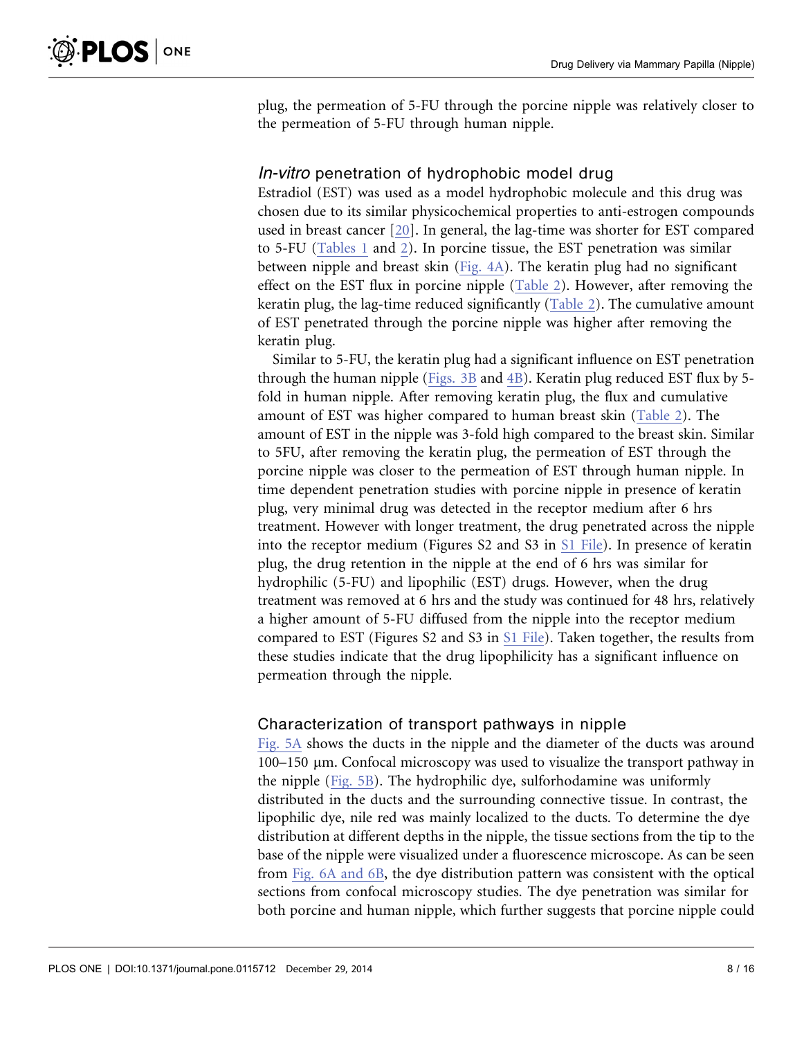plug, the permeation of 5-FU through the porcine nipple was relatively closer to the permeation of 5-FU through human nipple.

### *In-vitro* penetration of hydrophobic model drug

Estradiol (EST) was used as a model hydrophobic molecule and this drug was chosen due to its similar physicochemical properties to anti-estrogen compounds used in breast cancer [20]. In general, the lag-time was shorter for EST compared to 5-FU (Tables 1 and 2). In porcine tissue, the EST penetration was similar between nipple and breast skin (Fig. 4A). The keratin plug had no significant effect on the EST flux in porcine nipple (Table 2). However, after removing the keratin plug, the lag-time reduced significantly (Table 2). The cumulative amount of EST penetrated through the porcine nipple was higher after removing the keratin plug.

Similar to 5-FU, the keratin plug had a significant influence on EST penetration through the human nipple (Figs. 3B and 4B). Keratin plug reduced EST flux by 5-fold in human nipple. After removing keratin plug, the flux and cumulative amount of EST was higher compared to human breast skin (Table 2). The amount of EST in the nipple was 3-fold high compared to the breast skin. Similar to 5FU, after removing the keratin plug, the permeation of EST through the porcine nipple was closer to the permeation of EST through human nipple. In time dependent penetration studies with porcine nipple in presence of keratin plug, very minimal drug was detected in the receptor medium after 6 hrs treatment. However with longer treatment, the drug penetrated across the nipple into the receptor medium (Figures S2 and S3 in S1 File). In presence of keratin plug, the drug retention in the nipple at the end of 6 hrs was similar for hydrophilic (5-FU) and lipophilic (EST) drugs. However, when the drug treatment was removed at 6 hrs and the study was continued for 48 hrs, relatively a higher amount of 5-FU diffused from the nipple into the receptor medium compared to EST (Figures S2 and S3 in S1 File). Taken together, the results from these studies indicate that the drug lipophilicity has a significant influence on permeation through the nipple.

### Characterization of transport pathways in nipple

Fig. 5A shows the ducts in the nipple and the diameter of the ducts was around 100–150 µm. Confocal microscopy was used to visualize the transport pathway in the nipple (Fig. 5B). The hydrophilic dye, sulforhodamine was uniformly distributed in the ducts and the surrounding connective tissue. In contrast, the lipophilic dye, nile red was mainly localized to the ducts. To determine the dye distribution at different depths in the nipple, the tissue sections from the tip to the base of the nipple were visualized under a fluorescence microscope. As can be seen from Fig. 6A and 6B, the dye distribution pattern was consistent with the optical sections from confocal microscopy studies. The dye penetration was similar for both porcine and human nipple, which further suggests that porcine nipple could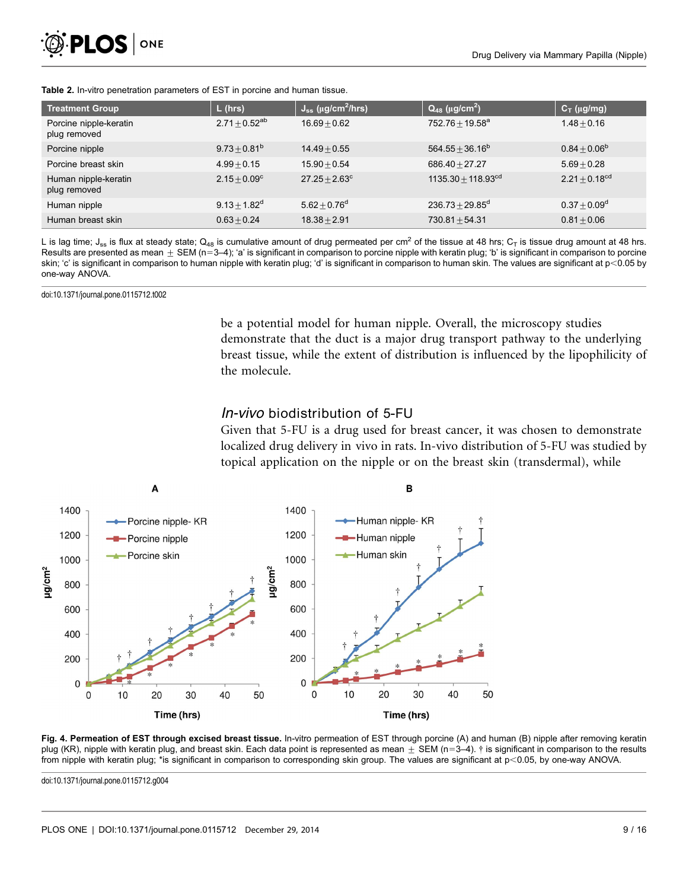**Table 2.** In-vitro penetration parameters of EST in porcine and human tissue.

| Treatment Group | L (hrs) | $J_{ss}$ (µg/cm²/hrs) | $Q_{48}$ (µg/cm²) | $C_T$ (µg/mg) |
|---|---|---|---|---|
| Porcine nipple-keratin plug removed | 2.71±0.52[ab] | 16.69±0.62 | 752.76±19.58[a] | 1.48±0.16 |
| Porcine nipple | 9.73±0.81[b] | 14.49±0.55 | 564.55±36.16[b] | 0.84±0.06[b] |
| Porcine breast skin | 4.99±0.15 | 15.90±0.54 | 686.40±27.27 | 5.69±0.28 |
| Human nipple-keratin plug removed | 2.15±0.09[c] | 27.25±2.63[c] | 1135.30±118.93[cd] | 2.21±0.18[cd] |
| Human nipple | 9.13±1.82[d] | 5.62±0.76[d] | 236.73±29.85[d] | 0.37±0.09[d] |
| Human breast skin | 0.63±0.24 | 18.38±2.91 | 730.81±54.31 | 0.81±0.06 |

L is lag time; $J_{ss}$ is flux at steady state; $Q_{48}$ is cumulative amount of drug permeated per cm² of the tissue at 48 hrs; $C_T$ is tissue drug amount at 48 hrs. Results are presented as mean ± SEM (n=3–4); 'a' is significant in comparison to porcine nipple with keratin plug; 'b' is significant in comparison to porcine skin; 'c' is significant in comparison to human nipple with keratin plug; 'd' is significant in comparison to human skin. The values are significant at $p<0.05$ by one-way ANOVA.

doi:10.1371/journal.pone.0115712.t002

be a potential model for human nipple. Overall, the microscopy studies demonstrate that the duct is a major drug transport pathway to the underlying breast tissue, while the extent of distribution is influenced by the lipophilicity of the molecule.

### *In-vivo* biodistribution of 5-FU

Given that 5-FU is a drug used for breast cancer, it was chosen to demonstrate localized drug delivery in vivo in rats. In-vivo distribution of 5-FU was studied by topical application on the nipple or on the breast skin (transdermal), while

**Fig. 4. Permeation of EST through excised breast tissue.** In-vitro permeation of EST through porcine (A) and human (B) nipple after removing keratin plug (KR), nipple with keratin plug, and breast skin. Each data point is represented as mean ± SEM (n=3–4). † is significant in comparison to the results from nipple with keratin plug; *is significant in comparison to corresponding skin group. The values are significant at $p<0.05$, by one-way ANOVA.

doi:10.1371/journal.pone.0115712.g004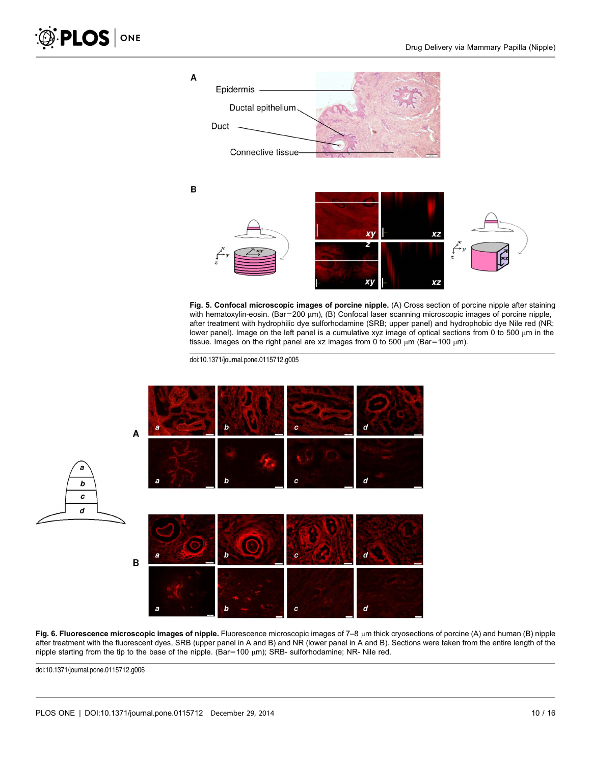**Fig. 5. Confocal microscopic images of porcine nipple.** (A) Cross section of porcine nipple after staining with hematoxylin-eosin. (Bar=200 μm), (B) Confocal laser scanning microscopic images of porcine nipple, after treatment with hydrophilic dye sulforhodamine (SRB; upper panel) and hydrophobic dye Nile red (NR; lower panel). Image on the left panel is a cumulative xyz image of optical sections from 0 to 500 μm in the tissue. Images on the right panel are xz images from 0 to 500 μm (Bar=100 μm).

doi:10.1371/journal.pone.0115712.g005

**Fig. 6. Fluorescence microscopic images of nipple.** Fluorescence microscopic images of 7–8 μm thick cryosections of porcine (A) and human (B) nipple after treatment with the fluorescent dyes, SRB (upper panel in A and B) and NR (lower panel in A and B). Sections were taken from the entire length of the nipple starting from the tip to the base of the nipple. (Bar=100 μm); SRB- sulforhodamine; NR- Nile red.

doi:10.1371/journal.pone.0115712.g006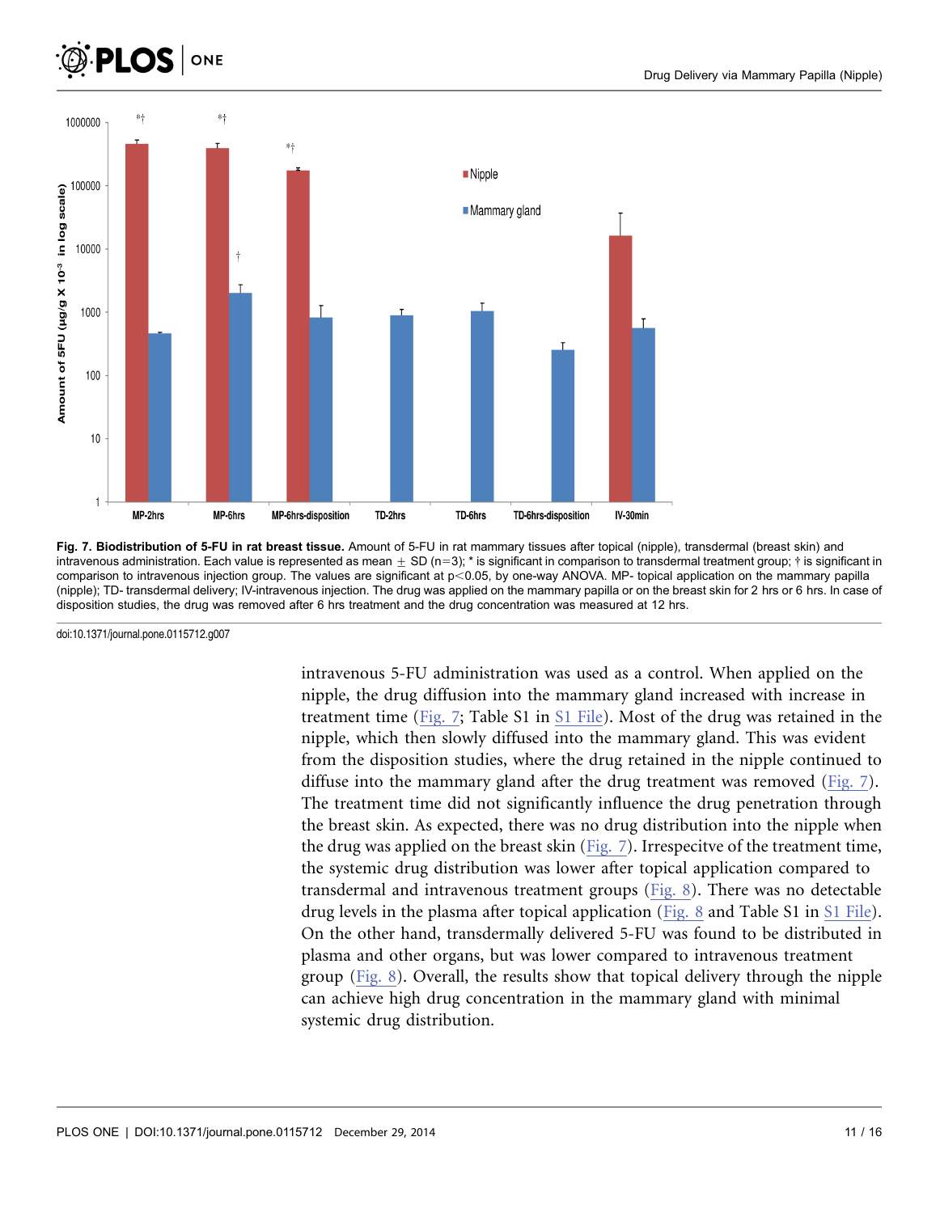**Fig. 7. Biodistribution of 5-FU in rat breast tissue.** Amount of 5-FU in rat mammary tissues after topical (nipple), transdermal (breast skin) and intravenous administration. Each value is represented as mean ± SD (n=3); * is significant in comparison to transdermal treatment group; † is significant in comparison to intravenous injection group. The values are significant at $p<0.05$, by one-way ANOVA. MP- topical application on the mammary papilla (nipple); TD- transdermal delivery; IV-intravenous injection. The drug was applied on the mammary papilla or on the breast skin for 2 hrs or 6 hrs. In case of disposition studies, the drug was removed after 6 hrs treatment and the drug concentration was measured at 12 hrs.

doi:10.1371/journal.pone.0115712.g007

intravenous 5-FU administration was used as a control. When applied on the nipple, the drug diffusion into the mammary gland increased with increase in treatment time (Fig. 7; Table S1 in S1 File). Most of the drug was retained in the nipple, which then slowly diffused into the mammary gland. This was evident from the disposition studies, where the drug retained in the nipple continued to diffuse into the mammary gland after the drug treatment was removed (Fig. 7). The treatment time did not significantly influence the drug penetration through the breast skin. As expected, there was no drug distribution into the nipple when the drug was applied on the breast skin (Fig. 7). Irrespecitve of the treatment time, the systemic drug distribution was lower after topical application compared to transdermal and intravenous treatment groups (Fig. 8). There was no detectable drug levels in the plasma after topical application (Fig. 8 and Table S1 in S1 File). On the other hand, transdermally delivered 5-FU was found to be distributed in plasma and other organs, but was lower compared to intravenous treatment group (Fig. 8). Overall, the results show that topical delivery through the nipple can achieve high drug concentration in the mammary gland with minimal systemic drug distribution.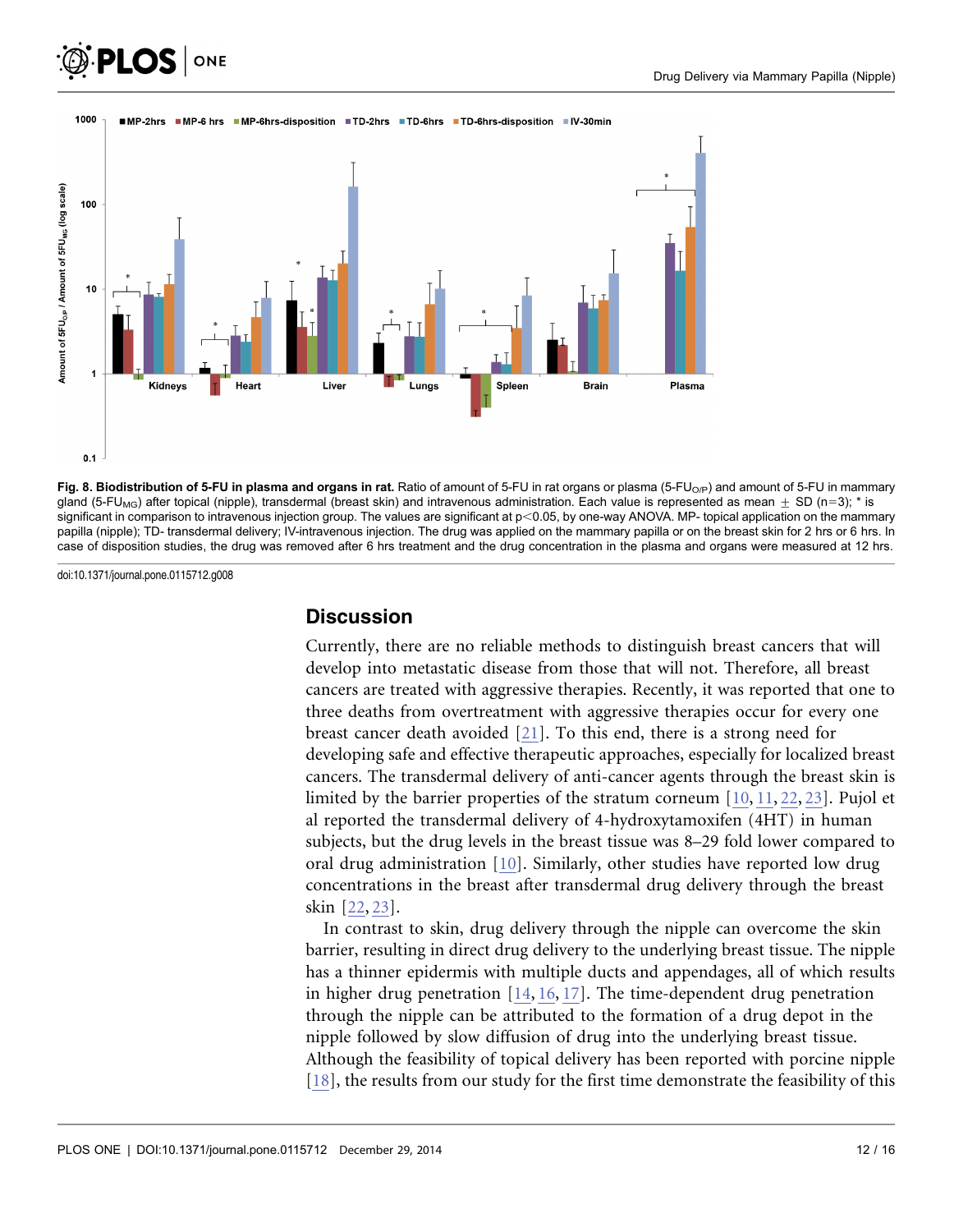**Fig. 8. Biodistribution of 5-FU in plasma and organs in rat.** Ratio of amount of 5-FU in rat organs or plasma ($5\text{-}FU_{O/P}$) and amount of 5-FU in mammary gland ($5\text{-}FU_{MG}$) after topical (nipple), transdermal (breast skin) and intravenous administration. Each value is represented as mean ± SD (n=3); * is significant in comparison to intravenous injection group. The values are significant at $p<0.05$, by one-way ANOVA. MP- topical application on the mammary papilla (nipple); TD- transdermal delivery; IV-intravenous injection. The drug was applied on the mammary papilla or on the breast skin for 2 hrs or 6 hrs. In case of disposition studies, the drug was removed after 6 hrs treatment and the drug concentration in the plasma and organs were measured at 12 hrs.

doi:10.1371/journal.pone.0115712.g008

## Discussion

Currently, there are no reliable methods to distinguish breast cancers that will develop into metastatic disease from those that will not. Therefore, all breast cancers are treated with aggressive therapies. Recently, it was reported that one to three deaths from overtreatment with aggressive therapies occur for every one breast cancer death avoided [21]. To this end, there is a strong need for developing safe and effective therapeutic approaches, especially for localized breast cancers. The transdermal delivery of anti-cancer agents through the breast skin is limited by the barrier properties of the stratum corneum [10, 11, 22, 23]. Pujol et al reported the transdermal delivery of 4-hydroxytamoxifen (4HT) in human subjects, but the drug levels in the breast tissue was 8–29 fold lower compared to oral drug administration [10]. Similarly, other studies have reported low drug concentrations in the breast after transdermal drug delivery through the breast skin [22, 23].

In contrast to skin, drug delivery through the nipple can overcome the skin barrier, resulting in direct drug delivery to the underlying breast tissue. The nipple has a thinner epidermis with multiple ducts and appendages, all of which results in higher drug penetration [14, 16, 17]. The time-dependent drug penetration through the nipple can be attributed to the formation of a drug depot in the nipple followed by slow diffusion of drug into the underlying breast tissue. Although the feasibility of topical delivery has been reported with porcine nipple [18], the results from our study for the first time demonstrate the feasibility of this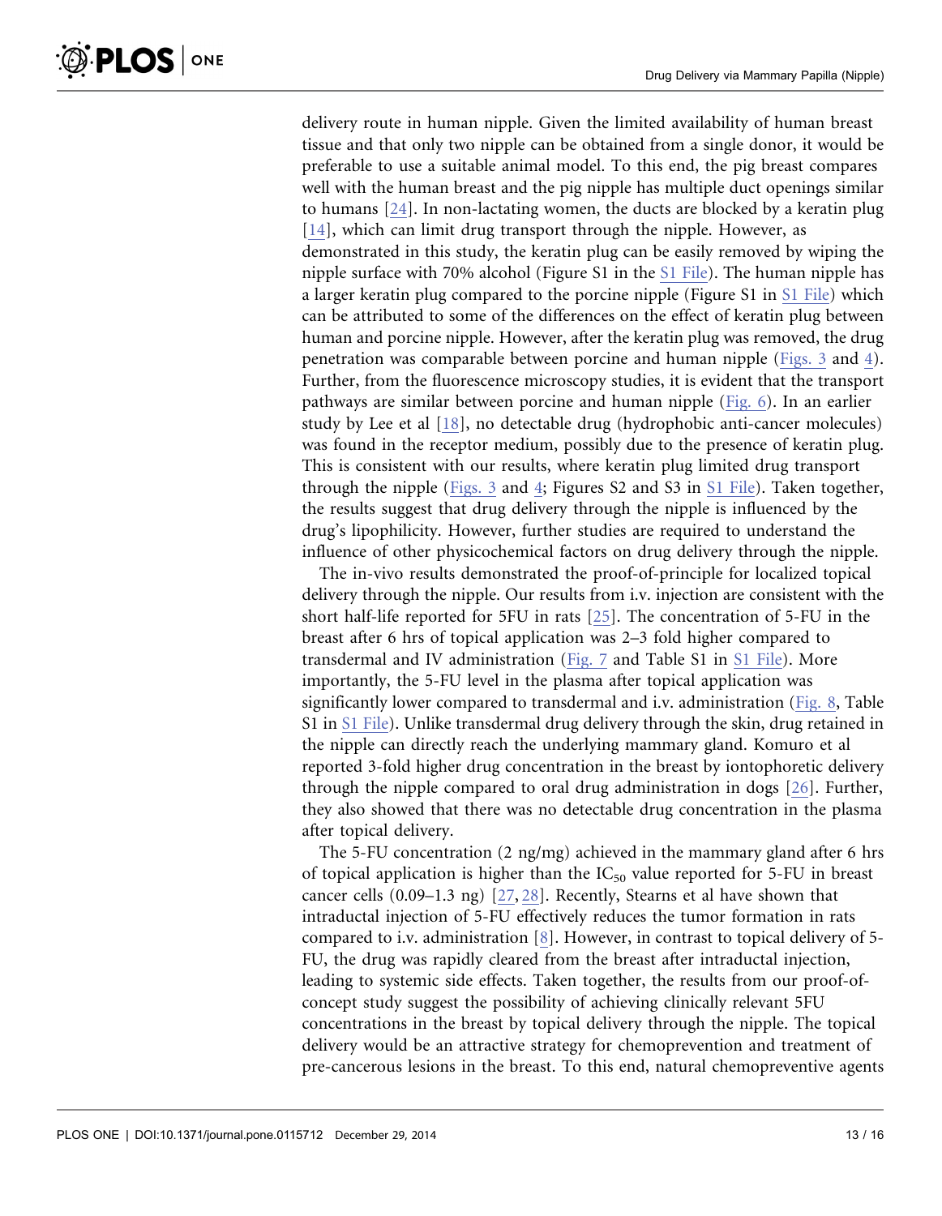delivery route in human nipple. Given the limited availability of human breast tissue and that only two nipple can be obtained from a single donor, it would be preferable to use a suitable animal model. To this end, the pig breast compares well with the human breast and the pig nipple has multiple duct openings similar to humans [24]. In non-lactating women, the ducts are blocked by a keratin plug [14], which can limit drug transport through the nipple. However, as demonstrated in this study, the keratin plug can be easily removed by wiping the nipple surface with 70% alcohol (Figure S1 in the S1 File). The human nipple has a larger keratin plug compared to the porcine nipple (Figure S1 in S1 File) which can be attributed to some of the differences on the effect of keratin plug between human and porcine nipple. However, after the keratin plug was removed, the drug penetration was comparable between porcine and human nipple (Figs. 3 and 4). Further, from the fluorescence microscopy studies, it is evident that the transport pathways are similar between porcine and human nipple (Fig. 6). In an earlier study by Lee et al [18], no detectable drug (hydrophobic anti-cancer molecules) was found in the receptor medium, possibly due to the presence of keratin plug. This is consistent with our results, where keratin plug limited drug transport through the nipple (Figs. 3 and 4; Figures S2 and S3 in S1 File). Taken together, the results suggest that drug delivery through the nipple is influenced by the drug's lipophilicity. However, further studies are required to understand the influence of other physicochemical factors on drug delivery through the nipple.

The in-vivo results demonstrated the proof-of-principle for localized topical delivery through the nipple. Our results from i.v. injection are consistent with the short half-life reported for 5FU in rats [25]. The concentration of 5-FU in the breast after 6 hrs of topical application was 2–3 fold higher compared to transdermal and IV administration (Fig. 7 and Table S1 in S1 File). More importantly, the 5-FU level in the plasma after topical application was significantly lower compared to transdermal and i.v. administration (Fig. 8, Table S1 in S1 File). Unlike transdermal drug delivery through the skin, drug retained in the nipple can directly reach the underlying mammary gland. Komuro et al reported 3-fold higher drug concentration in the breast by iontophoretic delivery through the nipple compared to oral drug administration in dogs [26]. Further, they also showed that there was no detectable drug concentration in the plasma after topical delivery.

The 5-FU concentration (2 ng/mg) achieved in the mammary gland after 6 hrs of topical application is higher than the $IC_{50}$ value reported for 5-FU in breast cancer cells (0.09–1.3 ng) [27, 28]. Recently, Stearns et al have shown that intraductal injection of 5-FU effectively reduces the tumor formation in rats compared to i.v. administration [8]. However, in contrast to topical delivery of 5-FU, the drug was rapidly cleared from the breast after intraductal injection, leading to systemic side effects. Taken together, the results from our proof-of-concept study suggest the possibility of achieving clinically relevant 5FU concentrations in the breast by topical delivery through the nipple. The topical delivery would be an attractive strategy for chemoprevention and treatment of pre-cancerous lesions in the breast. To this end, natural chemopreventive agents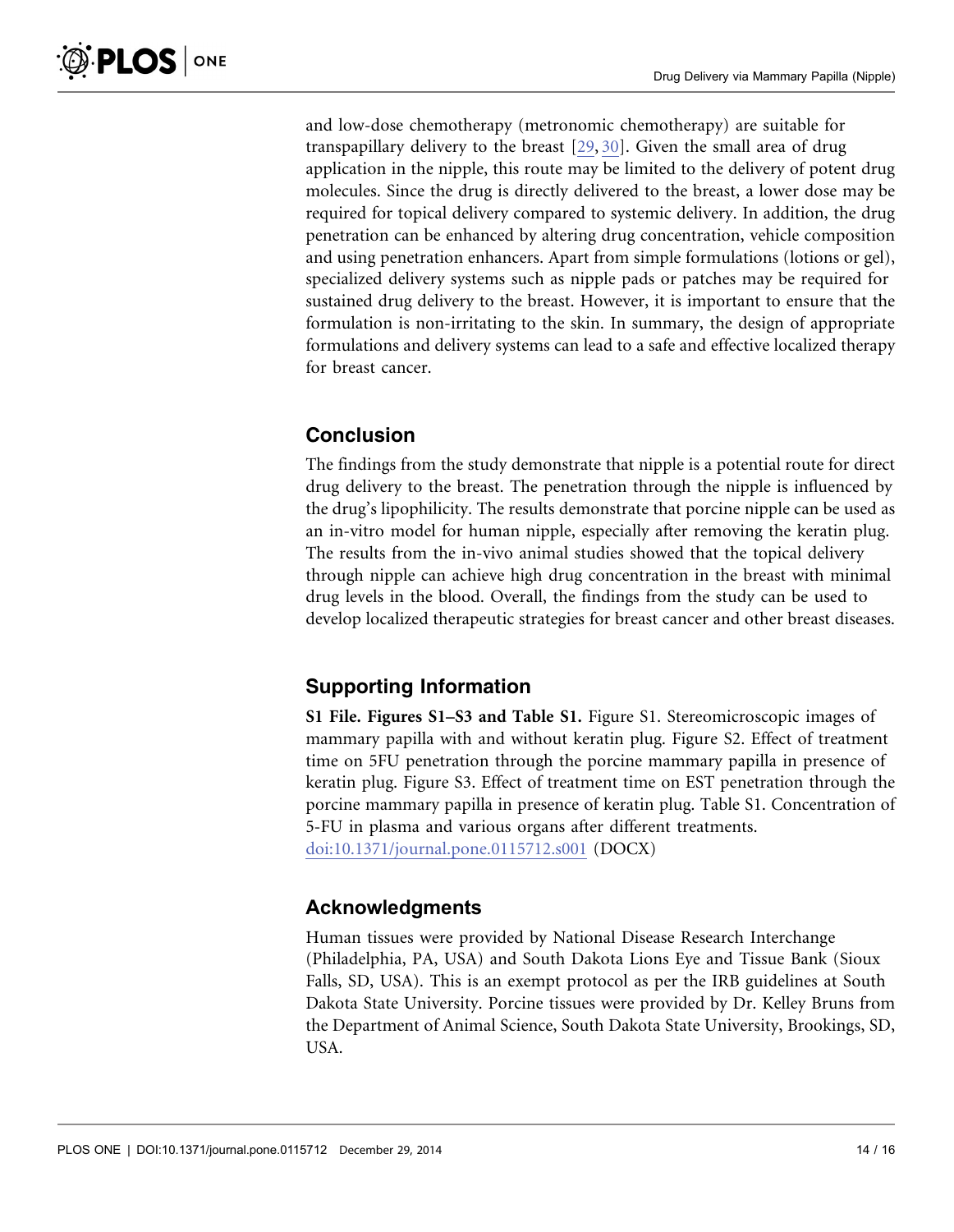and low-dose chemotherapy (metronomic chemotherapy) are suitable for transpapillary delivery to the breast [29, 30]. Given the small area of drug application in the nipple, this route may be limited to the delivery of potent drug molecules. Since the drug is directly delivered to the breast, a lower dose may be required for topical delivery compared to systemic delivery. In addition, the drug penetration can be enhanced by altering drug concentration, vehicle composition and using penetration enhancers. Apart from simple formulations (lotions or gel), specialized delivery systems such as nipple pads or patches may be required for sustained drug delivery to the breast. However, it is important to ensure that the formulation is non-irritating to the skin. In summary, the design of appropriate formulations and delivery systems can lead to a safe and effective localized therapy for breast cancer.

## Conclusion

The findings from the study demonstrate that nipple is a potential route for direct drug delivery to the breast. The penetration through the nipple is influenced by the drug's lipophilicity. The results demonstrate that porcine nipple can be used as an in-vitro model for human nipple, especially after removing the keratin plug. The results from the in-vivo animal studies showed that the topical delivery through nipple can achieve high drug concentration in the breast with minimal drug levels in the blood. Overall, the findings from the study can be used to develop localized therapeutic strategies for breast cancer and other breast diseases.

## Supporting Information

**S1 File. Figures S1–S3 and Table S1.** Figure S1. Stereomicroscopic images of mammary papilla with and without keratin plug. Figure S2. Effect of treatment time on 5FU penetration through the porcine mammary papilla in presence of keratin plug. Figure S3. Effect of treatment time on EST penetration through the porcine mammary papilla in presence of keratin plug. Table S1. Concentration of 5-FU in plasma and various organs after different treatments.
doi:10.1371/journal.pone.0115712.s001 (DOCX)

## Acknowledgments

Human tissues were provided by National Disease Research Interchange (Philadelphia, PA, USA) and South Dakota Lions Eye and Tissue Bank (Sioux Falls, SD, USA). This is an exempt protocol as per the IRB guidelines at South Dakota State University. Porcine tissues were provided by Dr. Kelley Bruns from the Department of Animal Science, South Dakota State University, Brookings, SD, USA.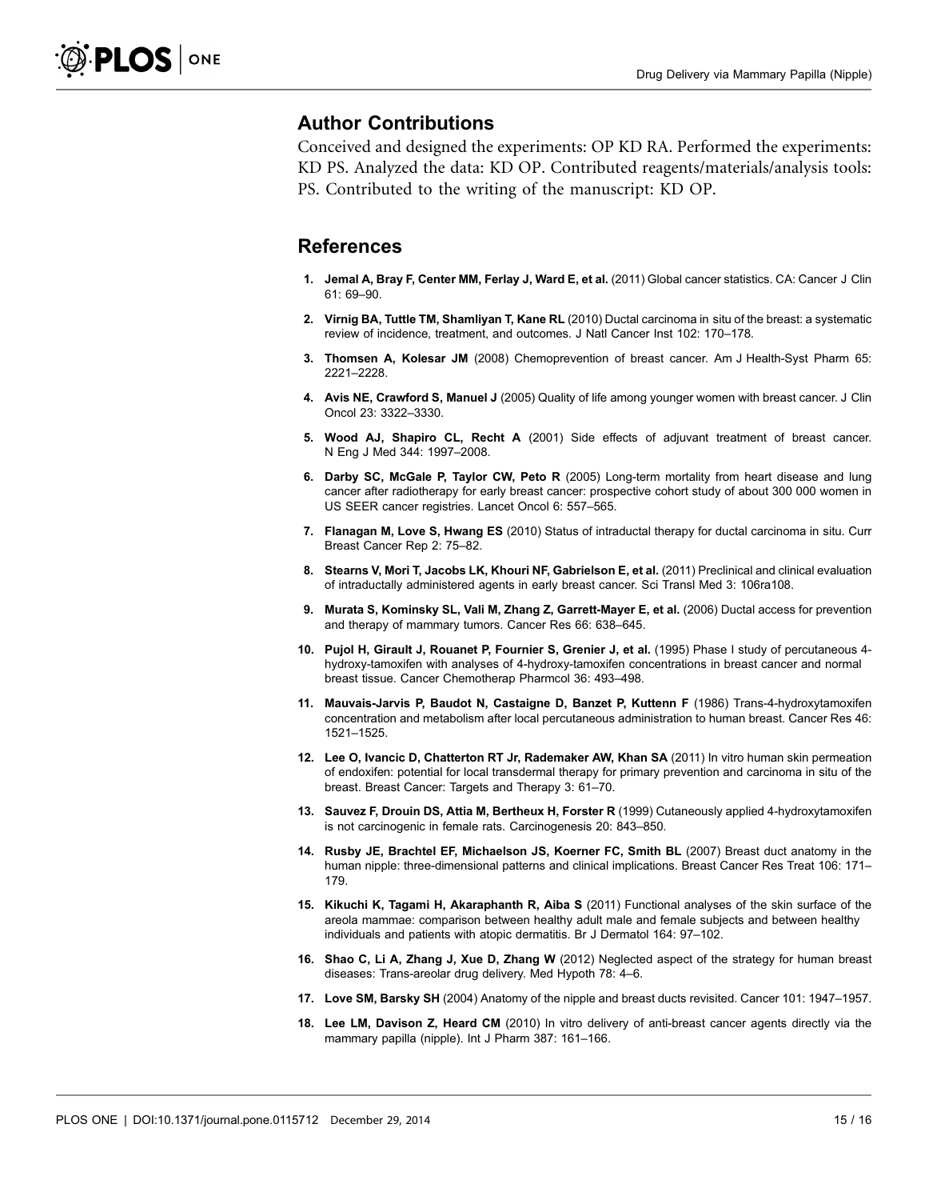## Author Contributions

Conceived and designed the experiments: OP KD RA. Performed the experiments: KD PS. Analyzed the data: KD OP. Contributed reagents/materials/analysis tools: PS. Contributed to the writing of the manuscript: KD OP.

## References

1. **Jemal A, Bray F, Center MM, Ferlay J, Ward E, et al.** (2011) Global cancer statistics. CA: Cancer J Clin 61: 69–90.
2. **Virnig BA, Tuttle TM, Shamliyan T, Kane RL** (2010) Ductal carcinoma in situ of the breast: a systematic review of incidence, treatment, and outcomes. J Natl Cancer Inst 102: 170–178.
3. **Thomsen A, Kolesar JM** (2008) Chemoprevention of breast cancer. Am J Health-Syst Pharm 65: 2221–2228.
4. **Avis NE, Crawford S, Manuel J** (2005) Quality of life among younger women with breast cancer. J Clin Oncol 23: 3322–3330.
5. **Wood AJ, Shapiro CL, Recht A** (2001) Side effects of adjuvant treatment of breast cancer. N Eng J Med 344: 1997–2008.
6. **Darby SC, McGale P, Taylor CW, Peto R** (2005) Long-term mortality from heart disease and lung cancer after radiotherapy for early breast cancer: prospective cohort study of about 300 000 women in US SEER cancer registries. Lancet Oncol 6: 557–565.
7. **Flanagan M, Love S, Hwang ES** (2010) Status of intraductal therapy for ductal carcinoma in situ. Curr Breast Cancer Rep 2: 75–82.
8. **Stearns V, Mori T, Jacobs LK, Khouri NF, Gabrielson E, et al.** (2011) Preclinical and clinical evaluation of intraductally administered agents in early breast cancer. Sci Transl Med 3: 106ra108.
9. **Murata S, Kominsky SL, Vali M, Zhang Z, Garrett-Mayer E, et al.** (2006) Ductal access for prevention and therapy of mammary tumors. Cancer Res 66: 638–645.
10. **Pujol H, Girault J, Rouanet P, Fournier S, Grenier J, et al.** (1995) Phase I study of percutaneous 4-hydroxy-tamoxifen with analyses of 4-hydroxy-tamoxifen concentrations in breast cancer and normal breast tissue. Cancer Chemotherap Pharmcol 36: 493–498.
11. **Mauvais-Jarvis P, Baudot N, Castaigne D, Banzet P, Kuttenn F** (1986) Trans-4-hydroxytamoxifen concentration and metabolism after local percutaneous administration to human breast. Cancer Res 46: 1521–1525.
12. **Lee O, Ivancic D, Chatterton RT Jr, Rademaker AW, Khan SA** (2011) In vitro human skin permeation of endoxifen: potential for local transdermal therapy for primary prevention and carcinoma in situ of the breast. Breast Cancer: Targets and Therapy 3: 61–70.
13. **Sauvez F, Drouin DS, Attia M, Bertheux H, Forster R** (1999) Cutaneously applied 4-hydroxytamoxifen is not carcinogenic in female rats. Carcinogenesis 20: 843–850.
14. **Rusby JE, Brachtel EF, Michaelson JS, Koerner FC, Smith BL** (2007) Breast duct anatomy in the human nipple: three-dimensional patterns and clinical implications. Breast Cancer Res Treat 106: 171–179.
15. **Kikuchi K, Tagami H, Akaraphanth R, Aiba S** (2011) Functional analyses of the skin surface of the areola mammae: comparison between healthy adult male and female subjects and between healthy individuals and patients with atopic dermatitis. Br J Dermatol 164: 97–102.
16. **Shao C, Li A, Zhang J, Xue D, Zhang W** (2012) Neglected aspect of the strategy for human breast diseases: Trans-areolar drug delivery. Med Hypoth 78: 4–6.
17. **Love SM, Barsky SH** (2004) Anatomy of the nipple and breast ducts revisited. Cancer 101: 1947–1957.
18. **Lee LM, Davison Z, Heard CM** (2010) In vitro delivery of anti-breast cancer agents directly via the mammary papilla (nipple). Int J Pharm 387: 161–166.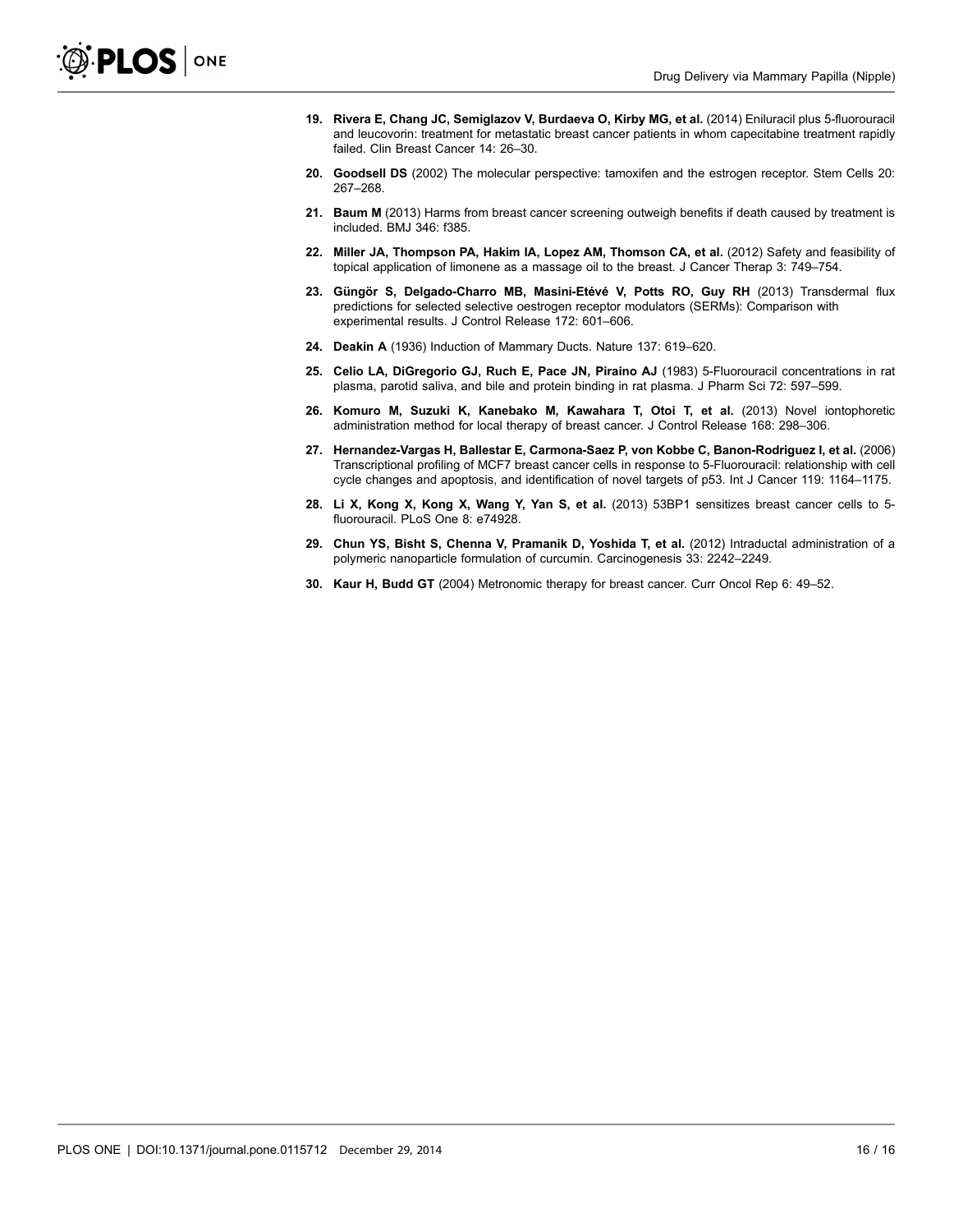19. **Rivera E, Chang JC, Semiglazov V, Burdaeva O, Kirby MG, et al.** (2014) Eniluracil plus 5-fluorouracil and leucovorin: treatment for metastatic breast cancer patients in whom capecitabine treatment rapidly failed. Clin Breast Cancer 14: 26–30.

20. **Goodsell DS** (2002) The molecular perspective: tamoxifen and the estrogen receptor. Stem Cells 20: 267–268.

21. **Baum M** (2013) Harms from breast cancer screening outweigh benefits if death caused by treatment is included. BMJ 346: f385.

22. **Miller JA, Thompson PA, Hakim IA, Lopez AM, Thomson CA, et al.** (2012) Safety and feasibility of topical application of limonene as a massage oil to the breast. J Cancer Therap 3: 749–754.

23. **Güngör S, Delgado-Charro MB, Masini-Etévé V, Potts RO, Guy RH** (2013) Transdermal flux predictions for selected selective oestrogen receptor modulators (SERMs): Comparison with experimental results. J Control Release 172: 601–606.

24. **Deakin A** (1936) Induction of Mammary Ducts. Nature 137: 619–620.

25. **Celio LA, DiGregorio GJ, Ruch E, Pace JN, Piraino AJ** (1983) 5-Fluorouracil concentrations in rat plasma, parotid saliva, and bile and protein binding in rat plasma. J Pharm Sci 72: 597–599.

26. **Komuro M, Suzuki K, Kanebako M, Kawahara T, Otoi T, et al.** (2013) Novel iontophoretic administration method for local therapy of breast cancer. J Control Release 168: 298–306.

27. **Hernandez-Vargas H, Ballestar E, Carmona-Saez P, von Kobbe C, Banon-Rodriguez I, et al.** (2006) Transcriptional profiling of MCF7 breast cancer cells in response to 5-Fluorouracil: relationship with cell cycle changes and apoptosis, and identification of novel targets of p53. Int J Cancer 119: 1164–1175.

28. **Li X, Kong X, Kong X, Wang Y, Yan S, et al.** (2013) 53BP1 sensitizes breast cancer cells to 5-fluorouracil. PLoS One 8: e74928.

29. **Chun YS, Bisht S, Chenna V, Pramanik D, Yoshida T, et al.** (2012) Intraductal administration of a polymeric nanoparticle formulation of curcumin. Carcinogenesis 33: 2242–2249.

30. **Kaur H, Budd GT** (2004) Metronomic therapy for breast cancer. Curr Oncol Rep 6: 49–52.